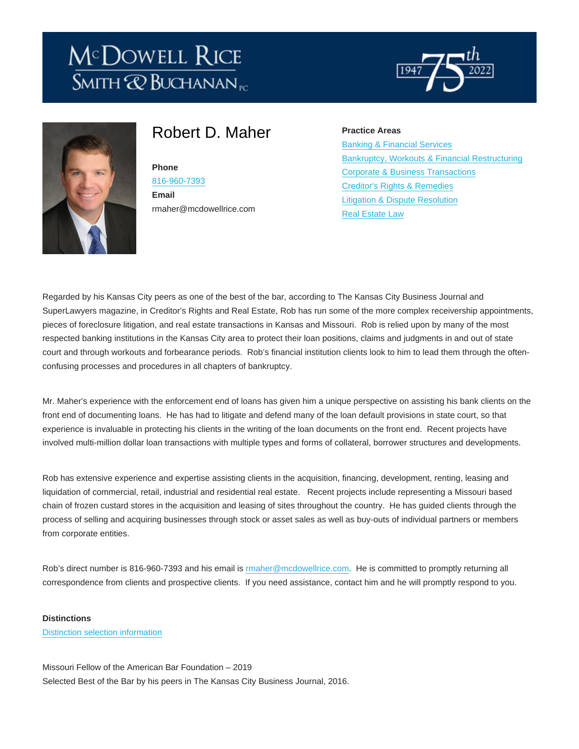# Robert D. Maher

**Phone**
816-960-7393
**Email**
rmaher@mcdowellrice.com

**Practice Areas**
- Banking & Financial Services
- Bankruptcy, Workouts & Financial Restructuring
- Corporate & Business Transactions
- Creditor's Rights & Remedies
- Litigation & Dispute Resolution
- Real Estate Law

Regarded by his Kansas City peers as one of the best of the bar, according to The Kansas City Business Journal and SuperLawyers magazine, in Creditor's Rights and Real Estate, Rob has run some of the more complex receivership appointments, pieces of foreclosure litigation, and real estate transactions in Kansas and Missouri. Rob is relied upon by many of the most respected banking institutions in the Kansas City area to protect their loan positions, claims and judgments in and out of state court and through workouts and forbearance periods. Rob's financial institution clients look to him to lead them through the often-confusing processes and procedures in all chapters of bankruptcy.

Mr. Maher's experience with the enforcement end of loans has given him a unique perspective on assisting his bank clients on the front end of documenting loans. He has had to litigate and defend many of the loan default provisions in state court, so that experience is invaluable in protecting his clients in the writing of the loan documents on the front end. Recent projects have involved multi-million dollar loan transactions with multiple types and forms of collateral, borrower structures and developments.

Rob has extensive experience and expertise assisting clients in the acquisition, financing, development, renting, leasing and liquidation of commercial, retail, industrial and residential real estate. Recent projects include representing a Missouri based chain of frozen custard stores in the acquisition and leasing of sites throughout the country. He has guided clients through the process of selling and acquiring businesses through stock or asset sales as well as buy-outs of individual partners or members from corporate entities.

Rob's direct number is 816-960-7393 and his email is rmaher@mcdowellrice.com. He is committed to promptly returning all correspondence from clients and prospective clients. If you need assistance, contact him and he will promptly respond to you.

**Distinctions**
Distinction selection information

Missouri Fellow of the American Bar Foundation – 2019
Selected Best of the Bar by his peers in The Kansas City Business Journal, 2016.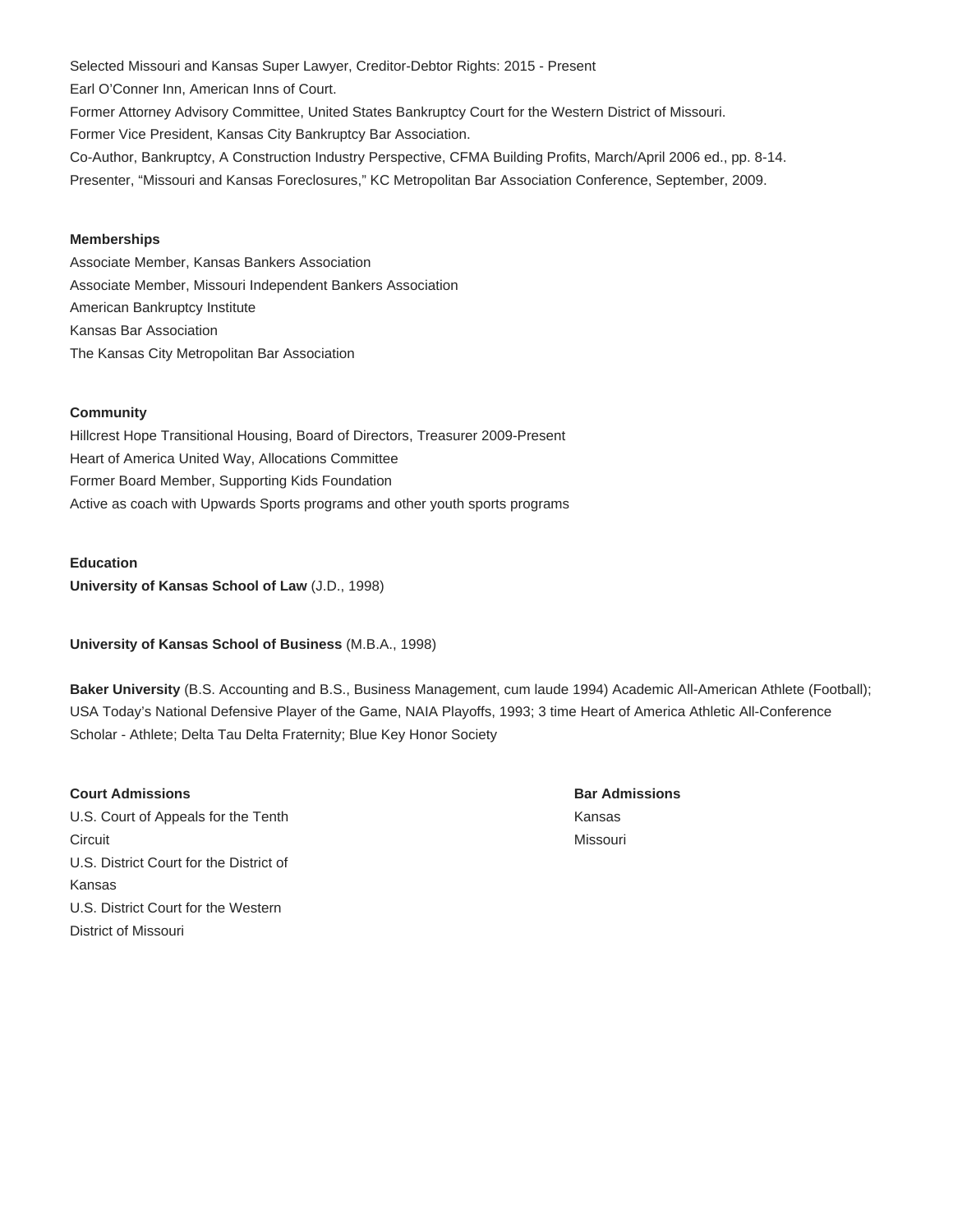Selected Missouri and Kansas Super Lawyer, Creditor-Debtor Rights: 2015 - Present
Earl O'Conner Inn, American Inns of Court.
Former Attorney Advisory Committee, United States Bankruptcy Court for the Western District of Missouri.
Former Vice President, Kansas City Bankruptcy Bar Association.
Co-Author, Bankruptcy, A Construction Industry Perspective, CFMA Building Profits, March/April 2006 ed., pp. 8-14.
Presenter, "Missouri and Kansas Foreclosures," KC Metropolitan Bar Association Conference, September, 2009.

**Memberships**

Associate Member, Kansas Bankers Association
Associate Member, Missouri Independent Bankers Association
American Bankruptcy Institute
Kansas Bar Association
The Kansas City Metropolitan Bar Association

**Community**

Hillcrest Hope Transitional Housing, Board of Directors, Treasurer 2009-Present
Heart of America United Way, Allocations Committee
Former Board Member, Supporting Kids Foundation
Active as coach with Upwards Sports programs and other youth sports programs

**Education**

**University of Kansas School of Law** (J.D., 1998)

**University of Kansas School of Business** (M.B.A., 1998)

**Baker University** (B.S. Accounting and B.S., Business Management, cum laude 1994) Academic All-American Athlete (Football); USA Today's National Defensive Player of the Game, NAIA Playoffs, 1993; 3 time Heart of America Athletic All-Conference Scholar - Athlete; Delta Tau Delta Fraternity; Blue Key Honor Society

**Court Admissions**

U.S. Court of Appeals for the Tenth Circuit
U.S. District Court for the District of Kansas
U.S. District Court for the Western District of Missouri

**Bar Admissions**

Kansas
Missouri